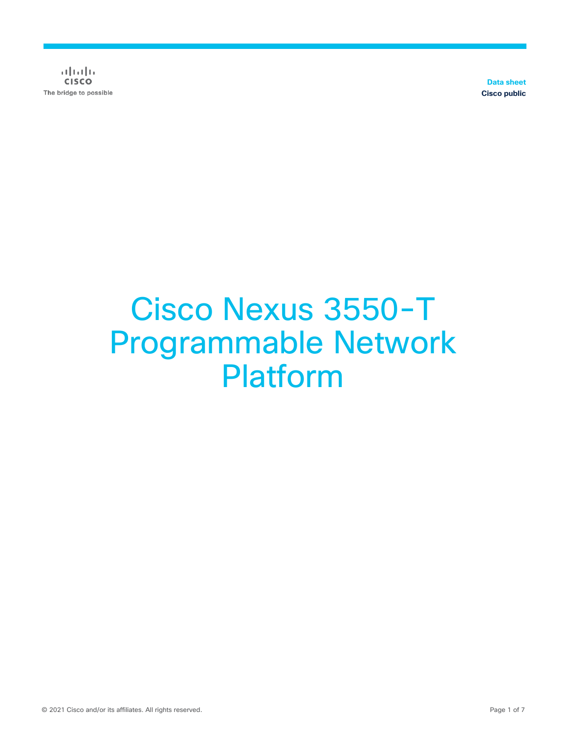Data sheet
Cisco public

# Cisco Nexus 3550-T Programmable Network Platform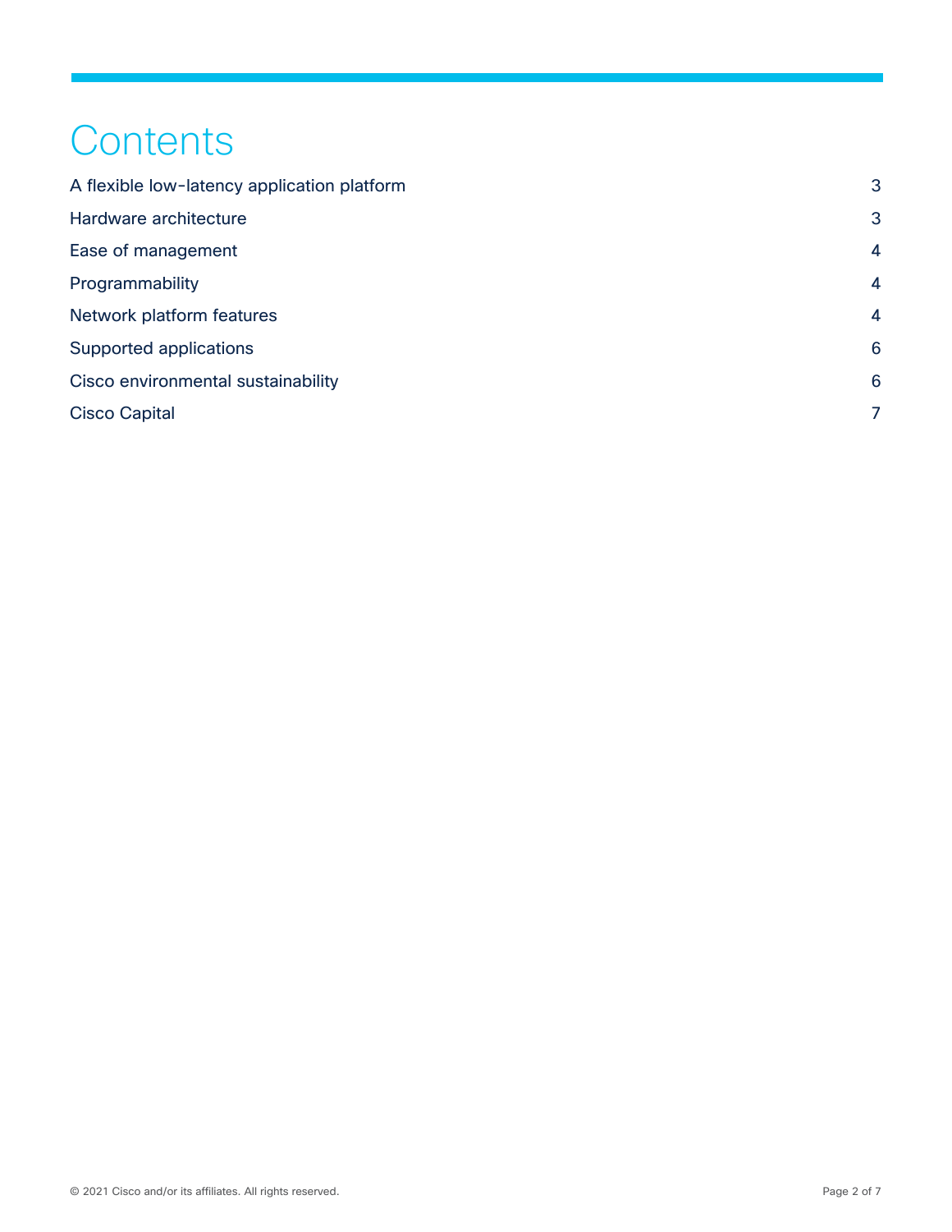# Contents

| | |
|---|---|
| A flexible low-latency application platform | 3 |
| Hardware architecture | 3 |
| Ease of management | 4 |
| Programmability | 4 |
| Network platform features | 4 |
| Supported applications | 6 |
| Cisco environmental sustainability | 6 |
| Cisco Capital | 7 |

© 2021 Cisco and/or its affiliates. All rights reserved.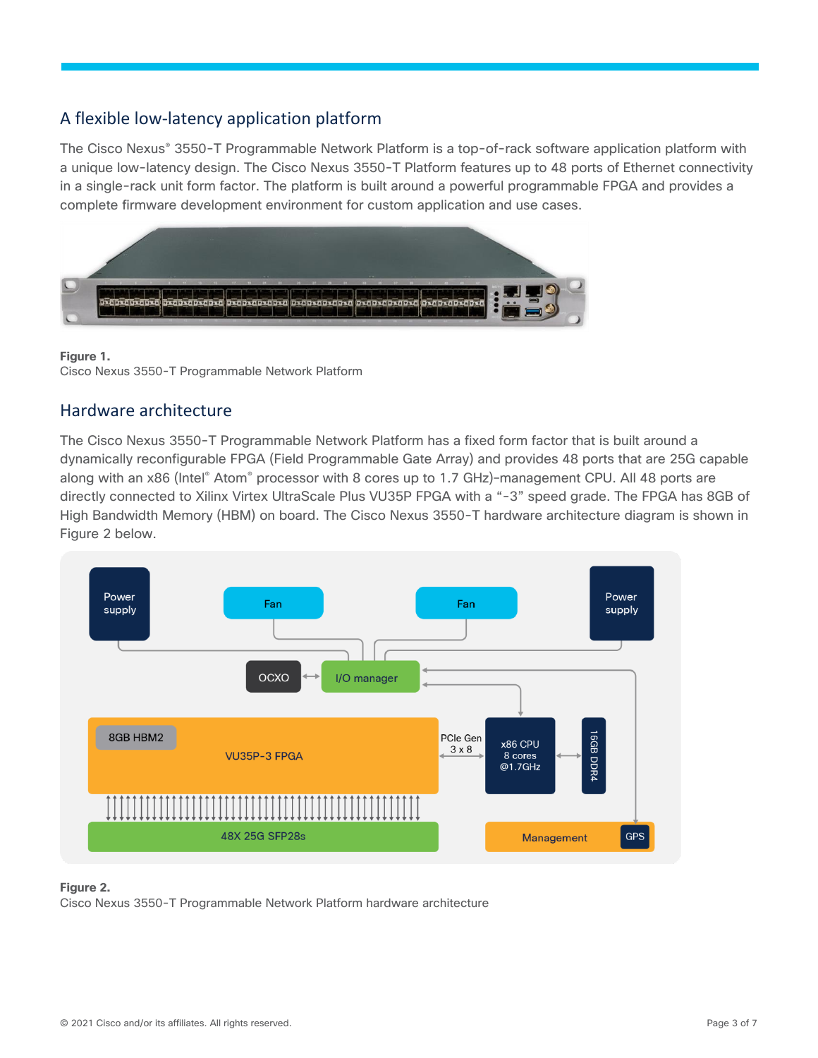## A flexible low-latency application platform

The Cisco Nexus® 3550-T Programmable Network Platform is a top-of-rack software application platform with a unique low-latency design. The Cisco Nexus 3550-T Platform features up to 48 ports of Ethernet connectivity in a single-rack unit form factor. The platform is built around a powerful programmable FPGA and provides a complete firmware development environment for custom application and use cases.

**Figure 1.**
Cisco Nexus 3550-T Programmable Network Platform

## Hardware architecture

The Cisco Nexus 3550-T Programmable Network Platform has a fixed form factor that is built around a dynamically reconfigurable FPGA (Field Programmable Gate Array) and provides 48 ports that are 25G capable along with an x86 (Intel® Atom® processor with 8 cores up to 1.7 GHz)-management CPU. All 48 ports are directly connected to Xilinx Virtex UltraScale Plus VU35P FPGA with a "-3" speed grade. The FPGA has 8GB of High Bandwidth Memory (HBM) on board. The Cisco Nexus 3550-T hardware architecture diagram is shown in Figure 2 below.

Power supply
Fan
Fan
Power supply
OCXO
I/O manager
8GB HBM2
VU35P-3 FPGA
PCIe Gen 3 x 8
x86 CPU 8 cores @1.7GHz
16GB DDR4
48X 25G SFP28s
Management
GPS

**Figure 2.**
Cisco Nexus 3550-T Programmable Network Platform hardware architecture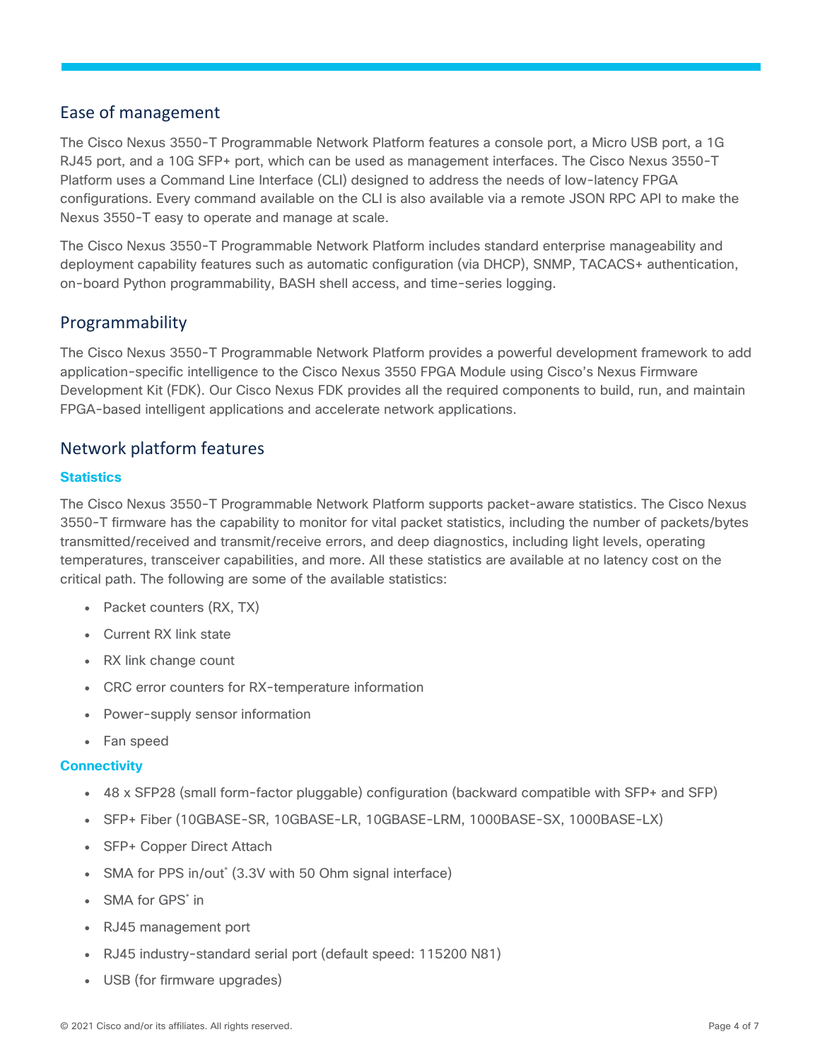## Ease of management

The Cisco Nexus 3550-T Programmable Network Platform features a console port, a Micro USB port, a 1G RJ45 port, and a 10G SFP+ port, which can be used as management interfaces. The Cisco Nexus 3550-T Platform uses a Command Line Interface (CLI) designed to address the needs of low-latency FPGA configurations. Every command available on the CLI is also available via a remote JSON RPC API to make the Nexus 3550-T easy to operate and manage at scale.

The Cisco Nexus 3550-T Programmable Network Platform includes standard enterprise manageability and deployment capability features such as automatic configuration (via DHCP), SNMP, TACACS+ authentication, on-board Python programmability, BASH shell access, and time-series logging.

## Programmability

The Cisco Nexus 3550-T Programmable Network Platform provides a powerful development framework to add application-specific intelligence to the Cisco Nexus 3550 FPGA Module using Cisco's Nexus Firmware Development Kit (FDK). Our Cisco Nexus FDK provides all the required components to build, run, and maintain FPGA-based intelligent applications and accelerate network applications.

## Network platform features

### Statistics

The Cisco Nexus 3550-T Programmable Network Platform supports packet-aware statistics. The Cisco Nexus 3550-T firmware has the capability to monitor for vital packet statistics, including the number of packets/bytes transmitted/received and transmit/receive errors, and deep diagnostics, including light levels, operating temperatures, transceiver capabilities, and more. All these statistics are available at no latency cost on the critical path. The following are some of the available statistics:

- Packet counters (RX, TX)
- Current RX link state
- RX link change count
- CRC error counters for RX-temperature information
- Power-supply sensor information
- Fan speed

### Connectivity

- 48 x SFP28 (small form-factor pluggable) configuration (backward compatible with SFP+ and SFP)
- SFP+ Fiber (10GBASE-SR, 10GBASE-LR, 10GBASE-LRM, 1000BASE-SX, 1000BASE-LX)
- SFP+ Copper Direct Attach
- SMA for PPS in/out* (3.3V with 50 Ohm signal interface)
- SMA for GPS* in
- RJ45 management port
- RJ45 industry-standard serial port (default speed: 115200 N81)
- USB (for firmware upgrades)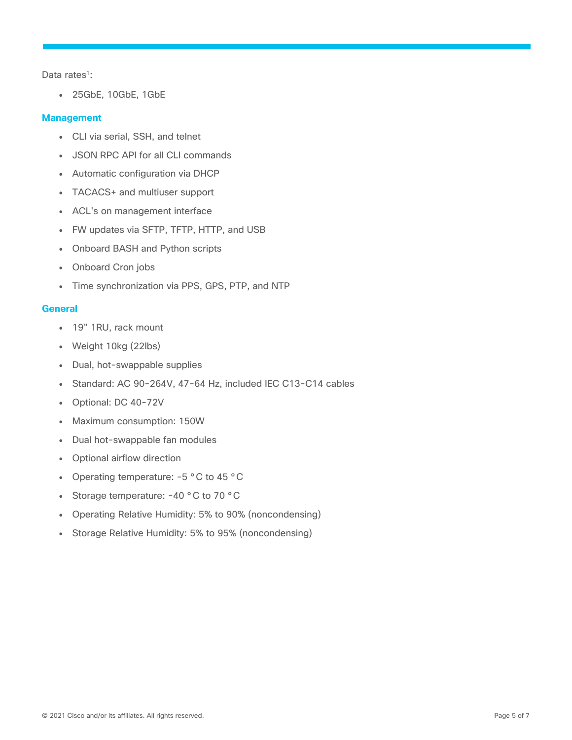Data rates[1]:

- 25GbE, 10GbE, 1GbE

## Management

- CLI via serial, SSH, and telnet
- JSON RPC API for all CLI commands
- Automatic configuration via DHCP
- TACACS+ and multiuser support
- ACL's on management interface
- FW updates via SFTP, TFTP, HTTP, and USB
- Onboard BASH and Python scripts
- Onboard Cron jobs
- Time synchronization via PPS, GPS, PTP, and NTP

## General

- 19" 1RU, rack mount
- Weight 10kg (22lbs)
- Dual, hot-swappable supplies
- Standard: AC 90-264V, 47-64 Hz, included IEC C13-C14 cables
- Optional: DC 40-72V
- Maximum consumption: 150W
- Dual hot-swappable fan modules
- Optional airflow direction
- Operating temperature: -5 °C to 45 °C
- Storage temperature: -40 °C to 70 °C
- Operating Relative Humidity: 5% to 90% (noncondensing)
- Storage Relative Humidity: 5% to 95% (noncondensing)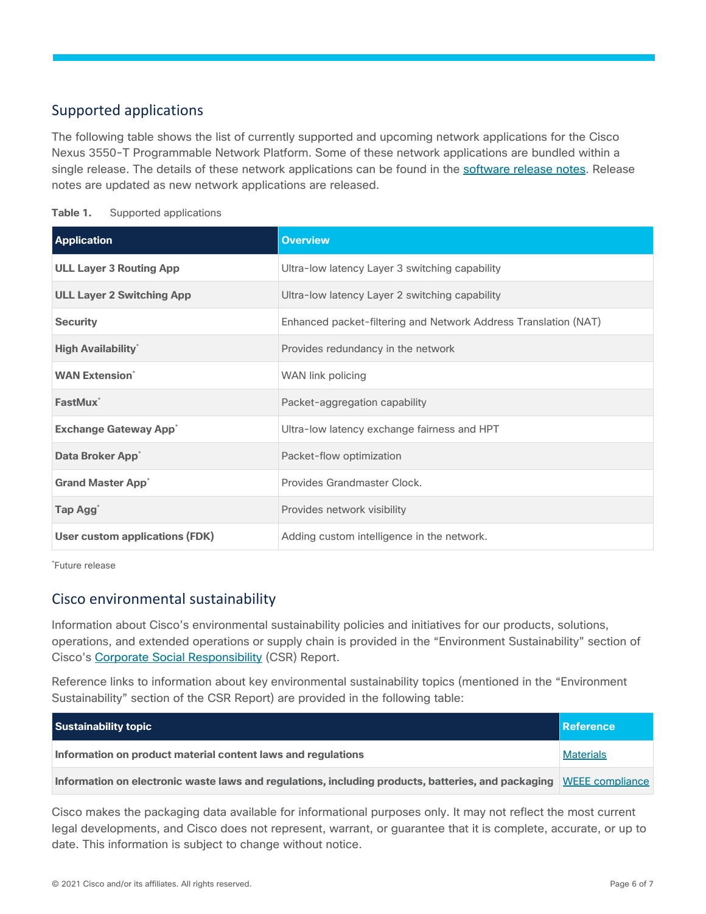## Supported applications

The following table shows the list of currently supported and upcoming network applications for the Cisco Nexus 3550-T Programmable Network Platform. Some of these network applications are bundled within a single release. The details of these network applications can be found in the software release notes. Release notes are updated as new network applications are released.

**Table 1.** Supported applications

| Application | Overview |
| --- | --- |
| **ULL Layer 3 Routing App** | Ultra-low latency Layer 3 switching capability |
| **ULL Layer 2 Switching App** | Ultra-low latency Layer 2 switching capability |
| **Security** | Enhanced packet-filtering and Network Address Translation (NAT) |
| **High Availability*** | Provides redundancy in the network |
| **WAN Extension*** | WAN link policing |
| **FastMux*** | Packet-aggregation capability |
| **Exchange Gateway App*** | Ultra-low latency exchange fairness and HPT |
| **Data Broker App*** | Packet-flow optimization |
| **Grand Master App*** | Provides Grandmaster Clock. |
| **Tap Agg*** | Provides network visibility |
| **User custom applications (FDK)** | Adding custom intelligence in the network. |

*Future release

## Cisco environmental sustainability

Information about Cisco's environmental sustainability policies and initiatives for our products, solutions, operations, and extended operations or supply chain is provided in the "Environment Sustainability" section of Cisco's Corporate Social Responsibility (CSR) Report.

Reference links to information about key environmental sustainability topics (mentioned in the "Environment Sustainability" section of the CSR Report) are provided in the following table:

| Sustainability topic | Reference |
| --- | --- |
| **Information on product material content laws and regulations** | Materials |
| **Information on electronic waste laws and regulations, including products, batteries, and packaging** | WEEE compliance |

Cisco makes the packaging data available for informational purposes only. It may not reflect the most current legal developments, and Cisco does not represent, warrant, or guarantee that it is complete, accurate, or up to date. This information is subject to change without notice.

© 2021 Cisco and/or its affiliates. All rights reserved.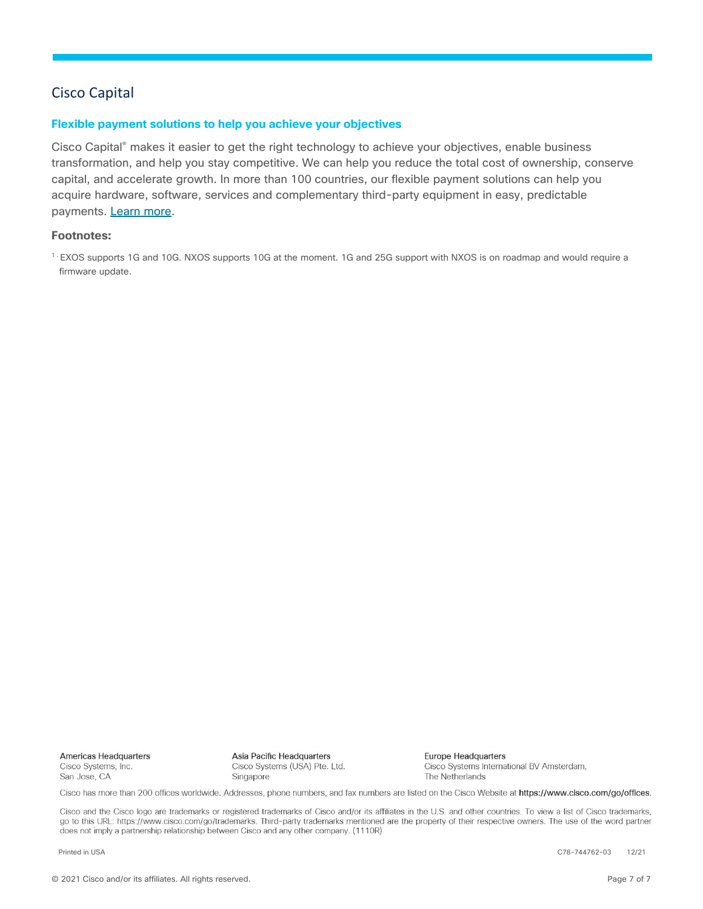## Cisco Capital

### Flexible payment solutions to help you achieve your objectives

Cisco Capital® makes it easier to get the right technology to achieve your objectives, enable business transformation, and help you stay competitive. We can help you reduce the total cost of ownership, conserve capital, and accelerate growth. In more than 100 countries, our flexible payment solutions can help you acquire hardware, software, services and complementary third-party equipment in easy, predictable payments. Learn more.

**Footnotes:**

[1] EXOS supports 1G and 10G. NXOS supports 10G at the moment. 1G and 25G support with NXOS is on roadmap and would require a firmware update.

Americas Headquarters
Cisco Systems, Inc.
San Jose, CA

Asia Pacific Headquarters
Cisco Systems (USA) Pte. Ltd.
Singapore

Europe Headquarters
Cisco Systems International BV Amsterdam,
The Netherlands

Cisco has more than 200 offices worldwide. Addresses, phone numbers, and fax numbers are listed on the Cisco Website at **https://www.cisco.com/go/offices**.

Cisco and the Cisco logo are trademarks or registered trademarks of Cisco and/or its affiliates in the U.S. and other countries. To view a list of Cisco trademarks, go to this URL: https://www.cisco.com/go/trademarks. Third-party trademarks mentioned are the property of their respective owners. The use of the word partner does not imply a partnership relationship between Cisco and any other company. (1110R)

Printed in USA C78-744762-03 12/21

© 2021 Cisco and/or its affiliates. All rights reserved.